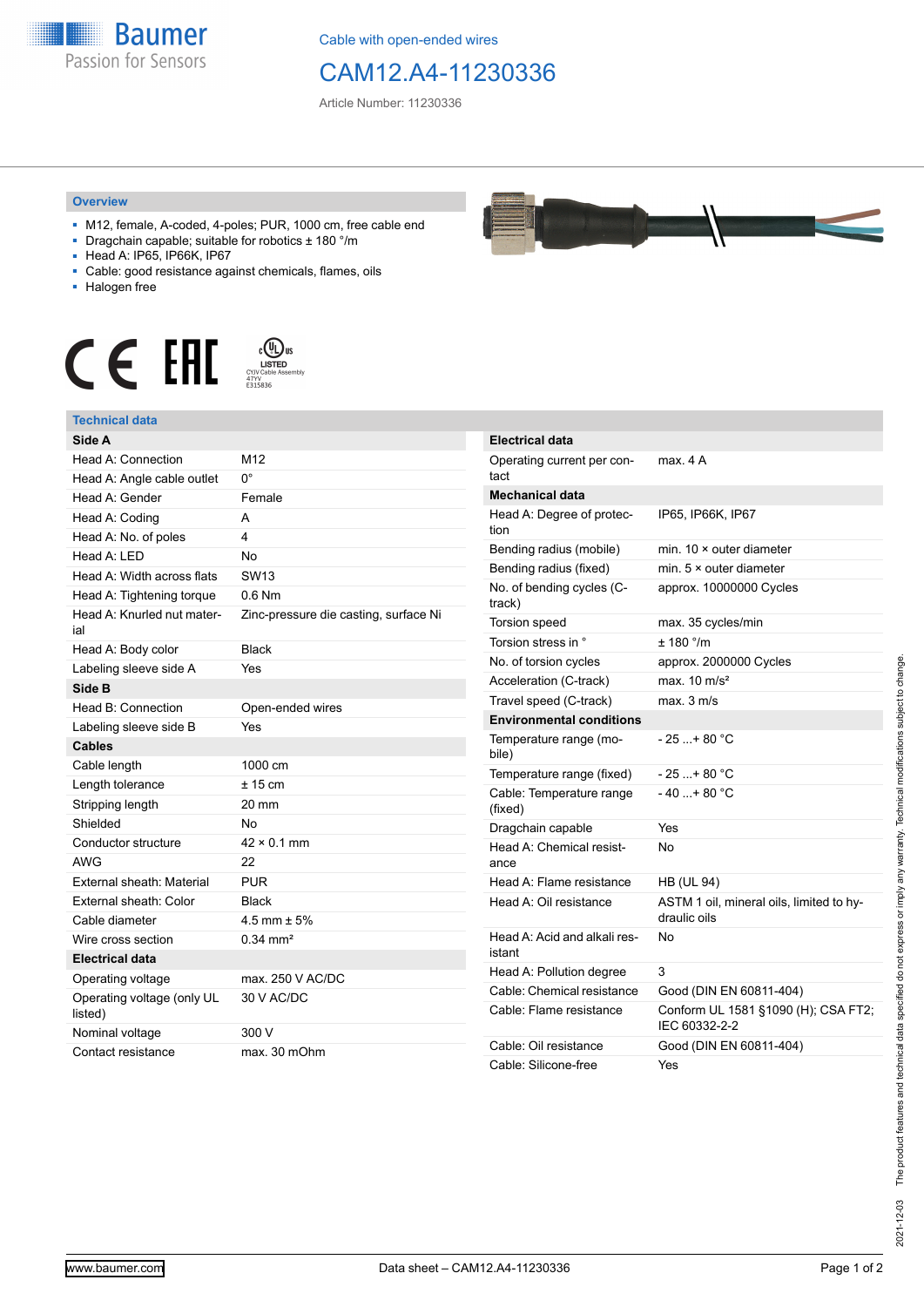Cable with open-ended wires

# CAM12.A4-11230336

Article Number: 11230336

## Overview

- M12, female, A-coded, 4-poles; PUR, 1000 cm, free cable end
- Dragchain capable; suitable for robotics ± 180 °/m
- Head A: IP65, IP66K, IP67
- Cable: good resistance against chemicals, flames, oils
- Halogen free

## Technical data

| **Side A** | |
|---|---|
| Head A: Connection | M12 |
| Head A: Angle cable outlet | 0° |
| Head A: Gender | Female |
| Head A: Coding | A |
| Head A: No. of poles | 4 |
| Head A: LED | No |
| Head A: Width across flats | SW13 |
| Head A: Tightening torque | 0.6 Nm |
| Head A: Knurled nut material | Zinc-pressure die casting, surface Ni |
| Head A: Body color | Black |
| Labeling sleeve side A | Yes |
| **Side B** | |
| Head B: Connection | Open-ended wires |
| Labeling sleeve side B | Yes |
| **Cables** | |
| Cable length | 1000 cm |
| Length tolerance | ± 15 cm |
| Stripping length | 20 mm |
| Shielded | No |
| Conductor structure | 42 × 0.1 mm |
| AWG | 22 |
| External sheath: Material | PUR |
| External sheath: Color | Black |
| Cable diameter | 4.5 mm ± 5% |
| Wire cross section | 0.34 mm² |
| **Electrical data** | |
| Operating voltage | max. 250 V AC/DC |
| Operating voltage (only UL listed) | 30 V AC/DC |
| Nominal voltage | 300 V |
| Contact resistance | max. 30 mOhm |

| **Electrical data** | |
|---|---|
| Operating current per contact | max. 4 A |
| **Mechanical data** | |
| Head A: Degree of protection | IP65, IP66K, IP67 |
| Bending radius (mobile) | min. 10 × outer diameter |
| Bending radius (fixed) | min. 5 × outer diameter |
| No. of bending cycles (C-track) | approx. 10000000 Cycles |
| Torsion speed | max. 35 cycles/min |
| Torsion stress in ° | ± 180 °/m |
| No. of torsion cycles | approx. 2000000 Cycles |
| Acceleration (C-track) | max. 10 m/s² |
| Travel speed (C-track) | max. 3 m/s |
| **Environmental conditions** | |
| Temperature range (mobile) | - 25 ...+ 80 °C |
| Temperature range (fixed) | - 25 ...+ 80 °C |
| Cable: Temperature range (fixed) | - 40 ...+ 80 °C |
| Dragchain capable | Yes |
| Head A: Chemical resistance | No |
| Head A: Flame resistance | HB (UL 94) |
| Head A: Oil resistance | ASTM 1 oil, mineral oils, limited to hydraulic oils |
| Head A: Acid and alkali resistant | No |
| Head A: Pollution degree | 3 |
| Cable: Chemical resistance | Good (DIN EN 60811-404) |
| Cable: Flame resistance | Conform UL 1581 §1090 (H); CSA FT2; IEC 60332-2-2 |
| Cable: Oil resistance | Good (DIN EN 60811-404) |
| Cable: Silicone-free | Yes |

2021-12-03 The product features and technical data specified do not express or imply any warranty. Technical modifications subject to change.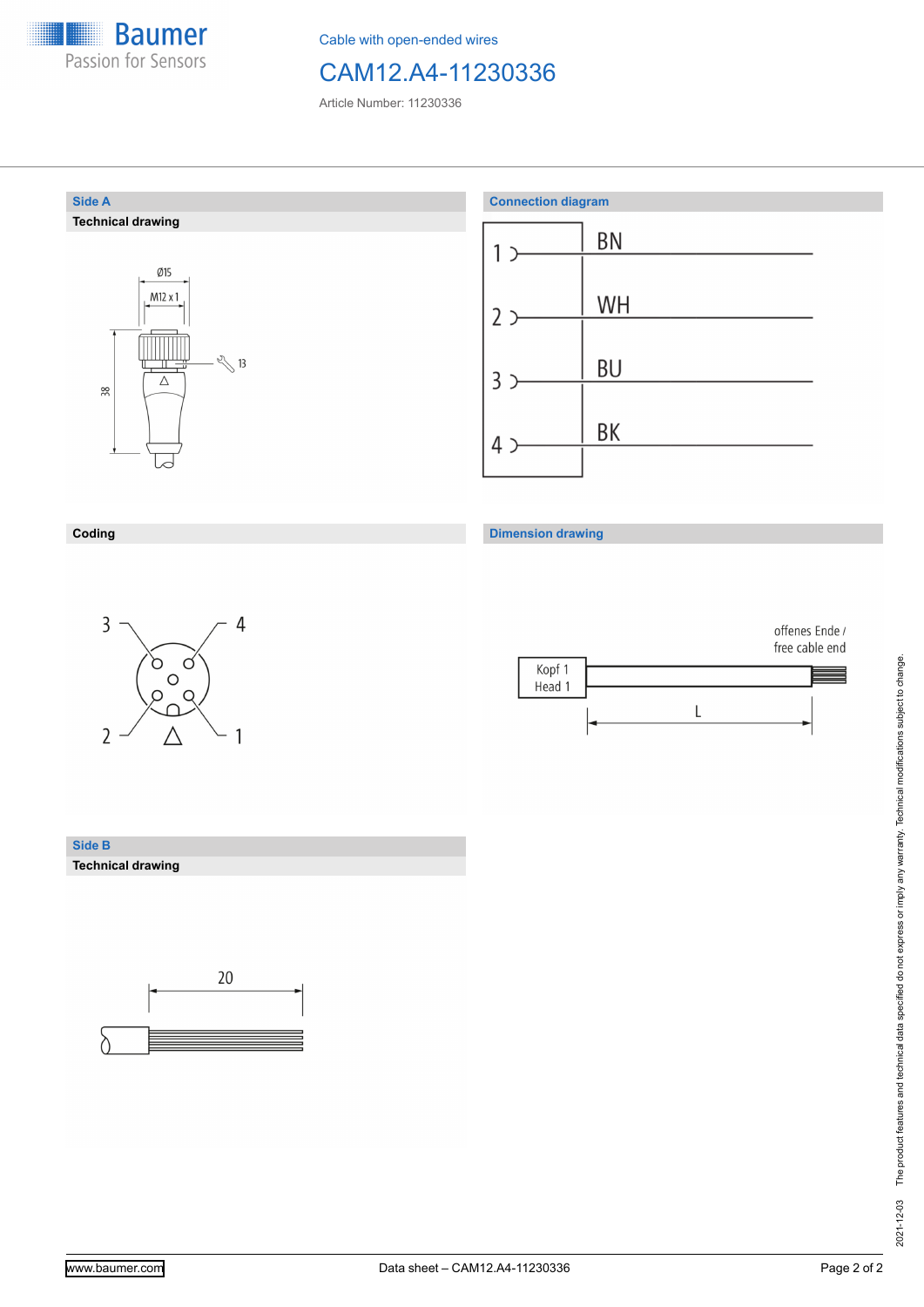Cable with open-ended wires

# CAM12.A4-11230336

Article Number: 11230336

## Side A

### Technical drawing

Ø15

M12 x 1

13

38

## Connection diagram

1 BN

2 WH

3 BU

4 BK

### Coding

3 4

2 1

## Dimension drawing

offenes Ende / free cable end

Kopf 1 / Head 1

L

## Side B

### Technical drawing

20

The product features and technical data specified do not express or imply any warranty. Technical modifications subject to change.

2021-12-03

www.baumer.com

Data sheet – CAM12.A4-11230336